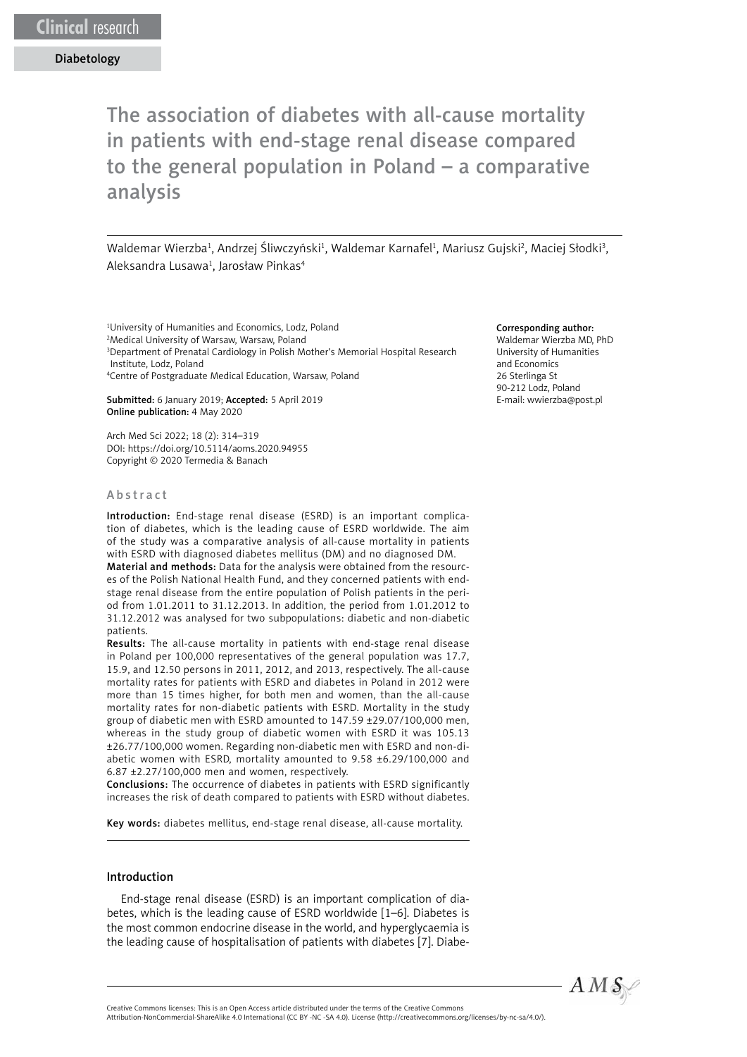Clinical research

Diabetology

# The association of diabetes with all-cause mortality in patients with end-stage renal disease compared to the general population in Poland – a comparative analysis

Waldemar Wierzba[1], Andrzej Śliwczyński[1], Waldemar Karnafel[1], Mariusz Gujski[2], Maciej Słodki[3], Aleksandra Lusawa[1], Jarosław Pinkas[4]

[1]University of Humanities and Economics, Lodz, Poland
[2]Medical University of Warsaw, Warsaw, Poland
[3]Department of Prenatal Cardiology in Polish Mother's Memorial Hospital Research Institute, Lodz, Poland
[4]Centre of Postgraduate Medical Education, Warsaw, Poland

**Submitted:** 6 January 2019; **Accepted:** 5 April 2019
**Online publication:** 4 May 2020

Arch Med Sci 2022; 18 (2): 314–319
DOI: https://doi.org/10.5114/aoms.2020.94955
Copyright © 2020 Termedia & Banach

**Corresponding author:**
Waldemar Wierzba MD, PhD
University of Humanities and Economics
26 Sterlinga St
90-212 Lodz, Poland
E-mail: wwierzba@post.pl

## Abstract

**Introduction:** End-stage renal disease (ESRD) is an important complication of diabetes, which is the leading cause of ESRD worldwide. The aim of the study was a comparative analysis of all-cause mortality in patients with ESRD with diagnosed diabetes mellitus (DM) and no diagnosed DM.

**Material and methods:** Data for the analysis were obtained from the resources of the Polish National Health Fund, and they concerned patients with end-stage renal disease from the entire population of Polish patients in the period from 1.01.2011 to 31.12.2013. In addition, the period from 1.01.2012 to 31.12.2012 was analysed for two subpopulations: diabetic and non-diabetic patients.

**Results:** The all-cause mortality in patients with end-stage renal disease in Poland per 100,000 representatives of the general population was 17.7, 15.9, and 12.50 persons in 2011, 2012, and 2013, respectively. The all-cause mortality rates for patients with ESRD and diabetes in Poland in 2012 were more than 15 times higher, for both men and women, than the all-cause mortality rates for non-diabetic patients with ESRD. Mortality in the study group of diabetic men with ESRD amounted to 147.59 ±29.07/100,000 men, whereas in the study group of diabetic women with ESRD it was 105.13 ±26.77/100,000 women. Regarding non-diabetic men with ESRD and non-diabetic women with ESRD, mortality amounted to 9.58 ±6.29/100,000 and 6.87 ±2.27/100,000 men and women, respectively.

**Conclusions:** The occurrence of diabetes in patients with ESRD significantly increases the risk of death compared to patients with ESRD without diabetes.

**Key words:** diabetes mellitus, end-stage renal disease, all-cause mortality.

## Introduction

End-stage renal disease (ESRD) is an important complication of diabetes, which is the leading cause of ESRD worldwide [1–6]. Diabetes is the most common endocrine disease in the world, and hyperglycaemia is the leading cause of hospitalisation of patients with diabetes [7]. Diabe-

Creative Commons licenses: This is an Open Access article distributed under the terms of the Creative Commons Attribution-NonCommercial-ShareAlike 4.0 International (CC BY -NC -SA 4.0). License (http://creativecommons.org/licenses/by-nc-sa/4.0/).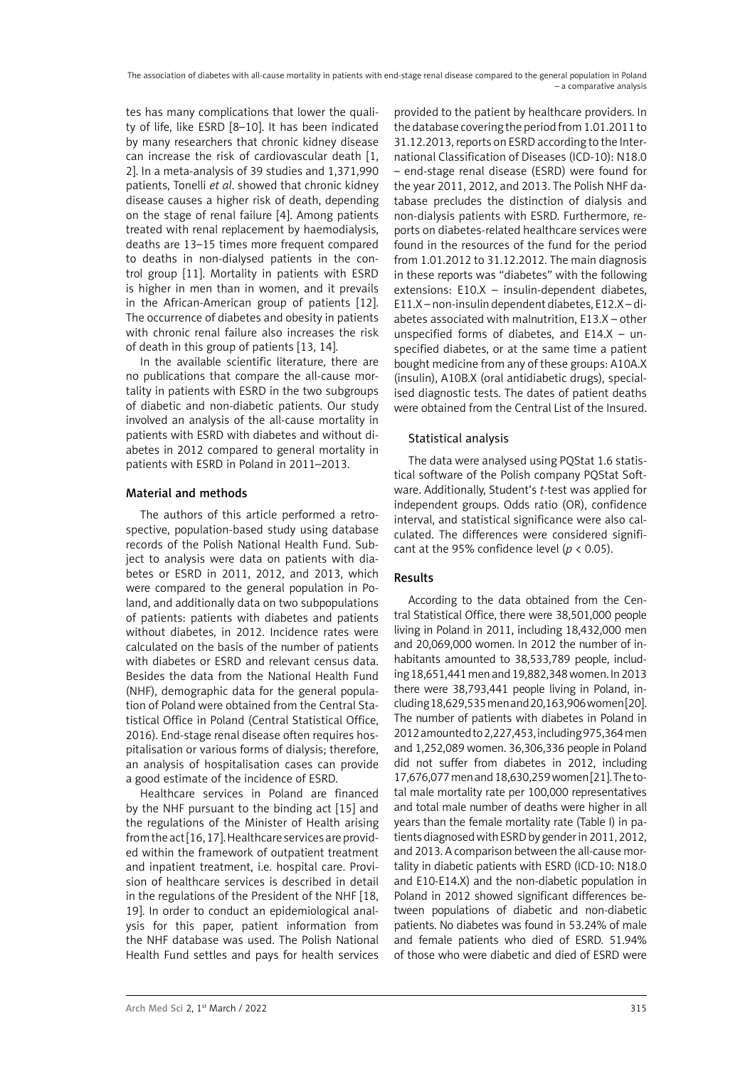tes has many complications that lower the quality of life, like ESRD [8–10]. It has been indicated by many researchers that chronic kidney disease can increase the risk of cardiovascular death [1, 2]. In a meta-analysis of 39 studies and 1,371,990 patients, Tonelli *et al*. showed that chronic kidney disease causes a higher risk of death, depending on the stage of renal failure [4]. Among patients treated with renal replacement by haemodialysis, deaths are 13–15 times more frequent compared to deaths in non-dialysed patients in the control group [11]. Mortality in patients with ESRD is higher in men than in women, and it prevails in the African-American group of patients [12]. The occurrence of diabetes and obesity in patients with chronic renal failure also increases the risk of death in this group of patients [13, 14].

In the available scientific literature, there are no publications that compare the all-cause mortality in patients with ESRD in the two subgroups of diabetic and non-diabetic patients. Our study involved an analysis of the all-cause mortality in patients with ESRD with diabetes and without diabetes in 2012 compared to general mortality in patients with ESRD in Poland in 2011–2013.

## Material and methods

The authors of this article performed a retrospective, population-based study using database records of the Polish National Health Fund. Subject to analysis were data on patients with diabetes or ESRD in 2011, 2012, and 2013, which were compared to the general population in Poland, and additionally data on two subpopulations of patients: patients with diabetes and patients without diabetes, in 2012. Incidence rates were calculated on the basis of the number of patients with diabetes or ESRD and relevant census data. Besides the data from the National Health Fund (NHF), demographic data for the general population of Poland were obtained from the Central Statistical Office in Poland (Central Statistical Office, 2016). End-stage renal disease often requires hospitalisation or various forms of dialysis; therefore, an analysis of hospitalisation cases can provide a good estimate of the incidence of ESRD.

Healthcare services in Poland are financed by the NHF pursuant to the binding act [15] and the regulations of the Minister of Health arising from the act [16, 17]. Healthcare services are provided within the framework of outpatient treatment and inpatient treatment, i.e. hospital care. Provision of healthcare services is described in detail in the regulations of the President of the NHF [18, 19]. In order to conduct an epidemiological analysis for this paper, patient information from the NHF database was used. The Polish National Health Fund settles and pays for health services provided to the patient by healthcare providers. In the database covering the period from 1.01.2011 to 31.12.2013, reports on ESRD according to the International Classification of Diseases (ICD-10): N18.0 – end-stage renal disease (ESRD) were found for the year 2011, 2012, and 2013. The Polish NHF database precludes the distinction of dialysis and non-dialysis patients with ESRD. Furthermore, reports on diabetes-related healthcare services were found in the resources of the fund for the period from 1.01.2012 to 31.12.2012. The main diagnosis in these reports was "diabetes" with the following extensions: E10.X – insulin-dependent diabetes, E11.X – non-insulin dependent diabetes, E12.X – diabetes associated with malnutrition, E13.X – other unspecified forms of diabetes, and E14.X – unspecified diabetes, or at the same time a patient bought medicine from any of these groups: A10A.X (insulin), A10B.X (oral antidiabetic drugs), specialised diagnostic tests. The dates of patient deaths were obtained from the Central List of the Insured.

### Statistical analysis

The data were analysed using PQStat 1.6 statistical software of the Polish company PQStat Software. Additionally, Student's *t*-test was applied for independent groups. Odds ratio (OR), confidence interval, and statistical significance were also calculated. The differences were considered significant at the 95% confidence level ($p < 0.05$).

## Results

According to the data obtained from the Central Statistical Office, there were 38,501,000 people living in Poland in 2011, including 18,432,000 men and 20,069,000 women. In 2012 the number of inhabitants amounted to 38,533,789 people, including 18,651,441 men and 19,882,348 women. In 2013 there were 38,793,441 people living in Poland, including 18,629,535 men and 20,163,906 women [20]. The number of patients with diabetes in Poland in 2012 amounted to 2,227,453, including 975,364 men and 1,252,089 women. 36,306,336 people in Poland did not suffer from diabetes in 2012, including 17,676,077 men and 18,630,259 women [21]. The total male mortality rate per 100,000 representatives and total male number of deaths were higher in all years than the female mortality rate (Table I) in patients diagnosed with ESRD by gender in 2011, 2012, and 2013. A comparison between the all-cause mortality in diabetic patients with ESRD (ICD-10: N18.0 and E10-E14.X) and the non-diabetic population in Poland in 2012 showed significant differences between populations of diabetic and non-diabetic patients. No diabetes was found in 53.24% of male and female patients who died of ESRD. 51.94% of those who were diabetic and died of ESRD were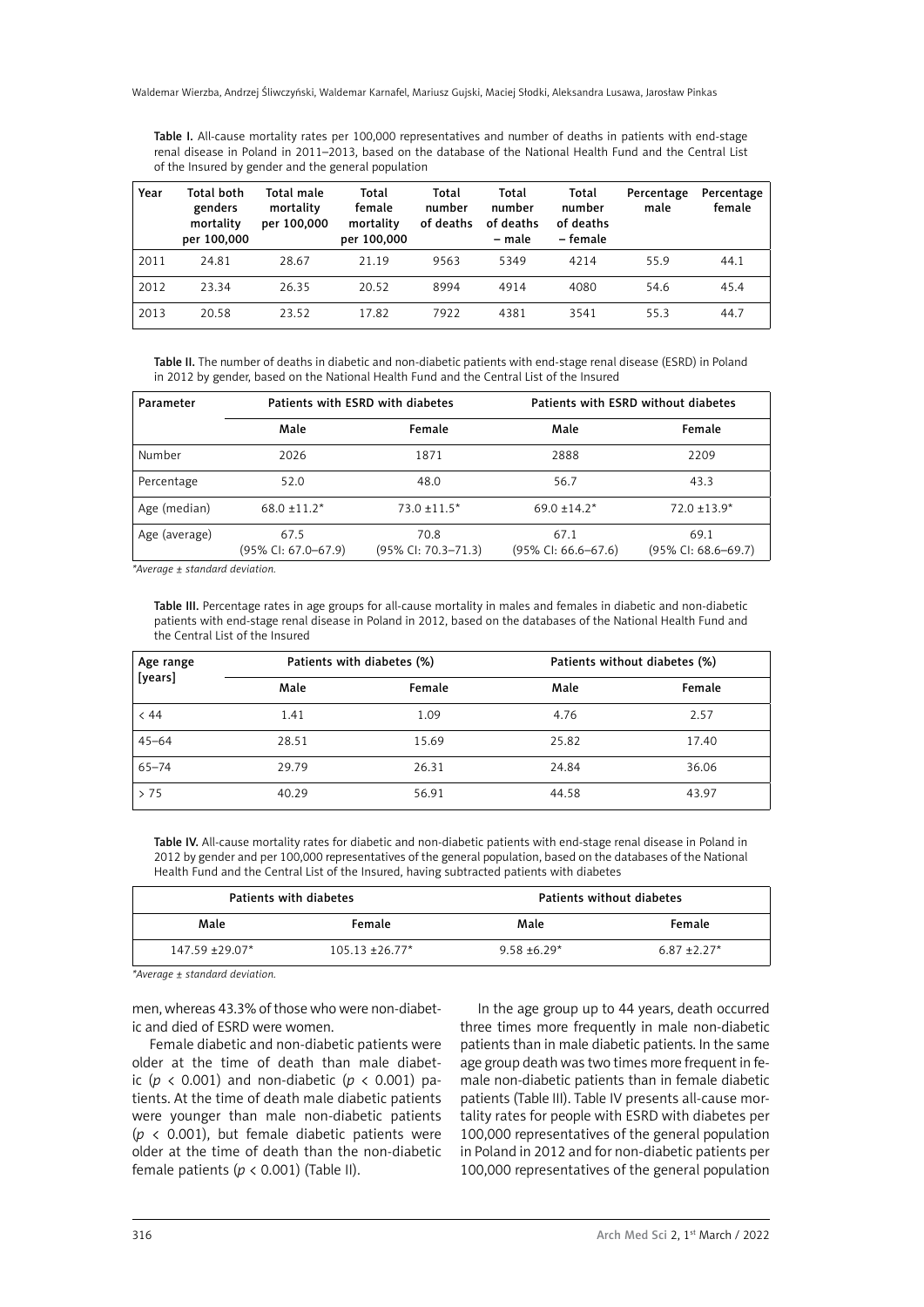**Table I.** All-cause mortality rates per 100,000 representatives and number of deaths in patients with end-stage renal disease in Poland in 2011–2013, based on the database of the National Health Fund and the Central List of the Insured by gender and the general population

| Year | Total both genders mortality per 100,000 | Total male mortality per 100,000 | Total female mortality per 100,000 | Total number of deaths | Total number of deaths – male | Total number of deaths – female | Percentage male | Percentage female |
|---|---|---|---|---|---|---|---|---|
| 2011 | 24.81 | 28.67 | 21.19 | 9563 | 5349 | 4214 | 55.9 | 44.1 |
| 2012 | 23.34 | 26.35 | 20.52 | 8994 | 4914 | 4080 | 54.6 | 45.4 |
| 2013 | 20.58 | 23.52 | 17.82 | 7922 | 4381 | 3541 | 55.3 | 44.7 |

**Table II.** The number of deaths in diabetic and non-diabetic patients with end-stage renal disease (ESRD) in Poland in 2012 by gender, based on the National Health Fund and the Central List of the Insured

| Parameter | Patients with ESRD with diabetes | | Patients with ESRD without diabetes | |
|---|---|---|---|---|
| | Male | Female | Male | Female |
| Number | 2026 | 1871 | 2888 | 2209 |
| Percentage | 52.0 | 48.0 | 56.7 | 43.3 |
| Age (median) | 68.0 ±11.2* | 73.0 ±11.5* | 69.0 ±14.2* | 72.0 ±13.9* |
| Age (average) | 67.5 (95% CI: 67.0–67.9) | 70.8 (95% CI: 70.3–71.3) | 67.1 (95% CI: 66.6–67.6) | 69.1 (95% CI: 68.6–69.7) |

*Average ± standard deviation.*

**Table III.** Percentage rates in age groups for all-cause mortality in males and females in diabetic and non-diabetic patients with end-stage renal disease in Poland in 2012, based on the databases of the National Health Fund and the Central List of the Insured

| Age range [years] | Patients with diabetes (%) | | Patients without diabetes (%) | |
|---|---|---|---|---|
| | Male | Female | Male | Female |
| < 44 | 1.41 | 1.09 | 4.76 | 2.57 |
| 45–64 | 28.51 | 15.69 | 25.82 | 17.40 |
| 65–74 | 29.79 | 26.31 | 24.84 | 36.06 |
| > 75 | 40.29 | 56.91 | 44.58 | 43.97 |

**Table IV.** All-cause mortality rates for diabetic and non-diabetic patients with end-stage renal disease in Poland in 2012 by gender and per 100,000 representatives of the general population, based on the databases of the National Health Fund and the Central List of the Insured, having subtracted patients with diabetes

| Patients with diabetes | | Patients without diabetes | |
|---|---|---|---|
| Male | Female | Male | Female |
| 147.59 ±29.07* | 105.13 ±26.77* | 9.58 ±6.29* | 6.87 ±2.27* |

*Average ± standard deviation.*

men, whereas 43.3% of those who were non-diabetic and died of ESRD were women.

Female diabetic and non-diabetic patients were older at the time of death than male diabetic ($p < 0.001$) and non-diabetic ($p < 0.001$) patients. At the time of death male diabetic patients were younger than male non-diabetic patients ($p < 0.001$), but female diabetic patients were older at the time of death than the non-diabetic female patients ($p < 0.001$) (Table II).

In the age group up to 44 years, death occurred three times more frequently in male non-diabetic patients than in male diabetic patients. In the same age group death was two times more frequent in female non-diabetic patients than in female diabetic patients (Table III). Table IV presents all-cause mortality rates for people with ESRD with diabetes per 100,000 representatives of the general population in Poland in 2012 and for non-diabetic patients per 100,000 representatives of the general population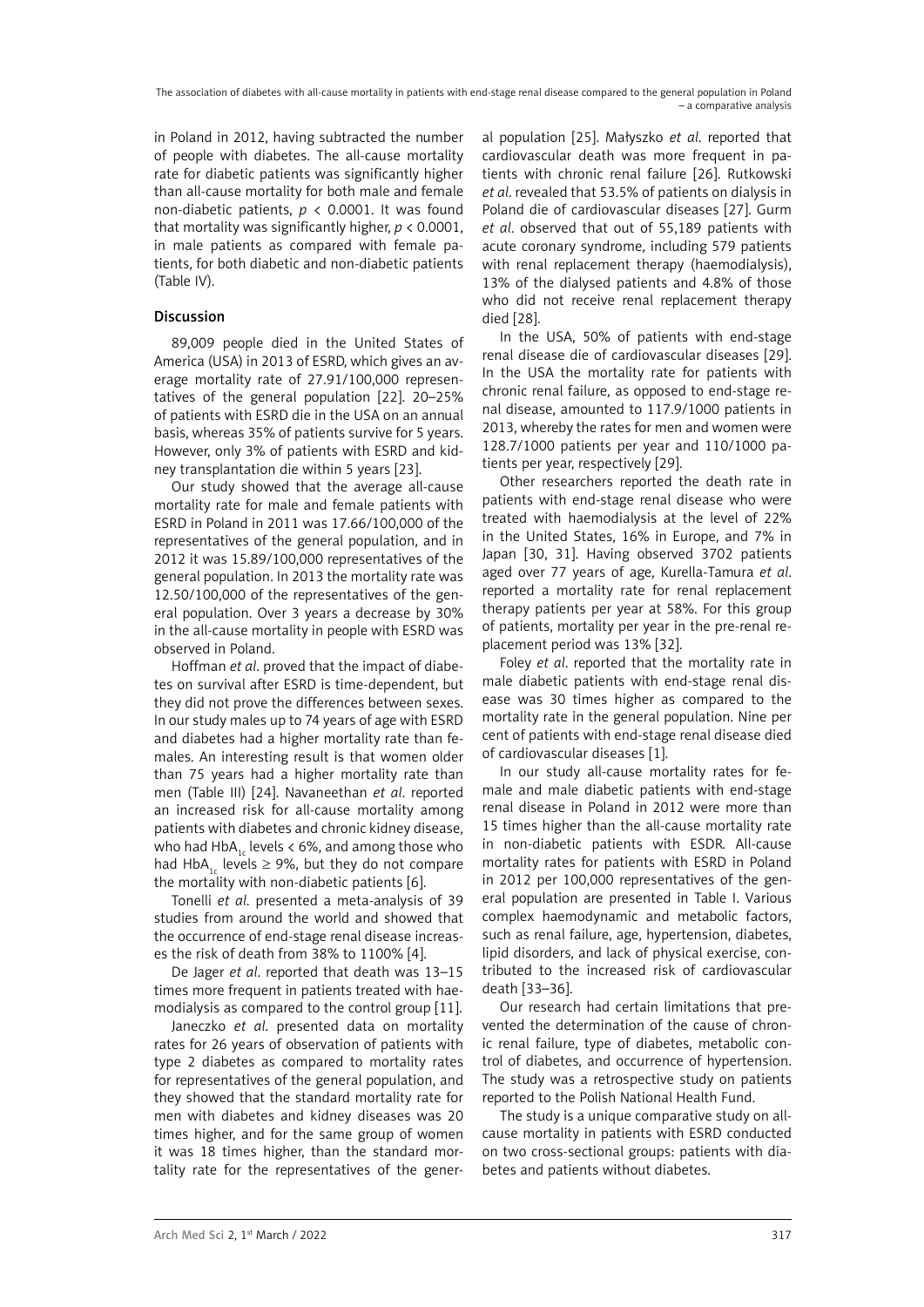in Poland in 2012, having subtracted the number of people with diabetes. The all-cause mortality rate for diabetic patients was significantly higher than all-cause mortality for both male and female non-diabetic patients, $p < 0.0001$. It was found that mortality was significantly higher, $p < 0.0001$, in male patients as compared with female patients, for both diabetic and non-diabetic patients (Table IV).

## Discussion

89,009 people died in the United States of America (USA) in 2013 of ESRD, which gives an average mortality rate of 27.91/100,000 representatives of the general population [22]. 20–25% of patients with ESRD die in the USA on an annual basis, whereas 35% of patients survive for 5 years. However, only 3% of patients with ESRD and kidney transplantation die within 5 years [23].

Our study showed that the average all-cause mortality rate for male and female patients with ESRD in Poland in 2011 was 17.66/100,000 of the representatives of the general population, and in 2012 it was 15.89/100,000 representatives of the general population. In 2013 the mortality rate was 12.50/100,000 of the representatives of the general population. Over 3 years a decrease by 30% in the all-cause mortality in people with ESRD was observed in Poland.

Hoffman *et al*. proved that the impact of diabetes on survival after ESRD is time-dependent, but they did not prove the differences between sexes. In our study males up to 74 years of age with ESRD and diabetes had a higher mortality rate than females. An interesting result is that women older than 75 years had a higher mortality rate than men (Table III) [24]. Navaneethan *et al*. reported an increased risk for all-cause mortality among patients with diabetes and chronic kidney disease, who had $HbA_{1c}$ levels < 6%, and among those who had $HbA_{1c}$ levels ≥ 9%, but they do not compare the mortality with non-diabetic patients [6].

Tonelli *et al*. presented a meta-analysis of 39 studies from around the world and showed that the occurrence of end-stage renal disease increases the risk of death from 38% to 1100% [4].

De Jager *et al*. reported that death was 13–15 times more frequent in patients treated with haemodialysis as compared to the control group [11].

Janeczko *et al*. presented data on mortality rates for 26 years of observation of patients with type 2 diabetes as compared to mortality rates for representatives of the general population, and they showed that the standard mortality rate for men with diabetes and kidney diseases was 20 times higher, and for the same group of women it was 18 times higher, than the standard mortality rate for the representatives of the general population [25]. Małyszko *et al*. reported that cardiovascular death was more frequent in patients with chronic renal failure [26]. Rutkowski *et al*. revealed that 53.5% of patients on dialysis in Poland die of cardiovascular diseases [27]. Gurm *et al*. observed that out of 55,189 patients with acute coronary syndrome, including 579 patients with renal replacement therapy (haemodialysis), 13% of the dialysed patients and 4.8% of those who did not receive renal replacement therapy died [28].

In the USA, 50% of patients with end-stage renal disease die of cardiovascular diseases [29]. In the USA the mortality rate for patients with chronic renal failure, as opposed to end-stage renal disease, amounted to 117.9/1000 patients in 2013, whereby the rates for men and women were 128.7/1000 patients per year and 110/1000 patients per year, respectively [29].

Other researchers reported the death rate in patients with end-stage renal disease who were treated with haemodialysis at the level of 22% in the United States, 16% in Europe, and 7% in Japan [30, 31]. Having observed 3702 patients aged over 77 years of age, Kurella-Tamura *et al*. reported a mortality rate for renal replacement therapy patients per year at 58%. For this group of patients, mortality per year in the pre-renal replacement period was 13% [32].

Foley *et al*. reported that the mortality rate in male diabetic patients with end-stage renal disease was 30 times higher as compared to the mortality rate in the general population. Nine per cent of patients with end-stage renal disease died of cardiovascular diseases [1].

In our study all-cause mortality rates for female and male diabetic patients with end-stage renal disease in Poland in 2012 were more than 15 times higher than the all-cause mortality rate in non-diabetic patients with ESDR. All-cause mortality rates for patients with ESRD in Poland in 2012 per 100,000 representatives of the general population are presented in Table I. Various complex haemodynamic and metabolic factors, such as renal failure, age, hypertension, diabetes, lipid disorders, and lack of physical exercise, contributed to the increased risk of cardiovascular death [33–36].

Our research had certain limitations that prevented the determination of the cause of chronic renal failure, type of diabetes, metabolic control of diabetes, and occurrence of hypertension. The study was a retrospective study on patients reported to the Polish National Health Fund.

The study is a unique comparative study on all-cause mortality in patients with ESRD conducted on two cross-sectional groups: patients with diabetes and patients without diabetes.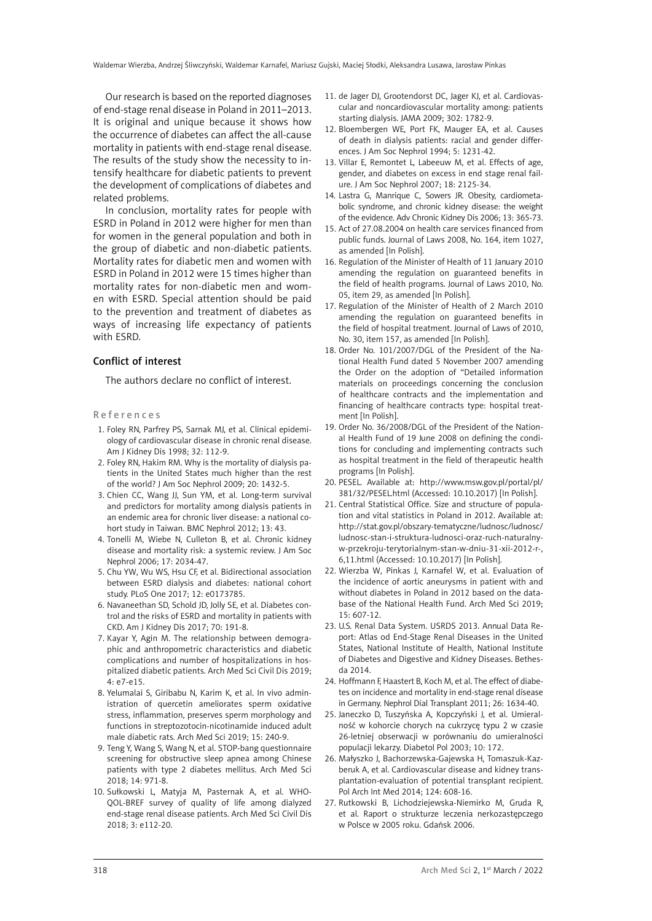Our research is based on the reported diagnoses of end-stage renal disease in Poland in 2011–2013. It is original and unique because it shows how the occurrence of diabetes can affect the all-cause mortality in patients with end-stage renal disease. The results of the study show the necessity to intensify healthcare for diabetic patients to prevent the development of complications of diabetes and related problems.

In conclusion, mortality rates for people with ESRD in Poland in 2012 were higher for men than for women in the general population and both in the group of diabetic and non-diabetic patients. Mortality rates for diabetic men and women with ESRD in Poland in 2012 were 15 times higher than mortality rates for non-diabetic men and women with ESRD. Special attention should be paid to the prevention and treatment of diabetes as ways of increasing life expectancy of patients with ESRD.

## Conflict of interest

The authors declare no conflict of interest.

## References

1. Foley RN, Parfrey PS, Sarnak MJ, et al. Clinical epidemiology of cardiovascular disease in chronic renal disease. Am J Kidney Dis 1998; 32: 112-9.
2. Foley RN, Hakim RM. Why is the mortality of dialysis patients in the United States much higher than the rest of the world? J Am Soc Nephrol 2009; 20: 1432-5.
3. Chien CC, Wang JJ, Sun YM, et al. Long-term survival and predictors for mortality among dialysis patients in an endemic area for chronic liver disease: a national cohort study in Taiwan. BMC Nephrol 2012; 13: 43.
4. Tonelli M, Wiebe N, Culleton B, et al. Chronic kidney disease and mortality risk: a systemic review. J Am Soc Nephrol 2006; 17: 2034-47.
5. Chu YW, Wu WS, Hsu CF, et al. Bidirectional association between ESRD dialysis and diabetes: national cohort study. PLoS One 2017; 12: e0173785.
6. Navaneethan SD, Schold JD, Jolly SE, et al. Diabetes control and the risks of ESRD and mortality in patients with CKD. Am J Kidney Dis 2017; 70: 191-8.
7. Kayar Y, Agin M. The relationship between demographic and anthropometric characteristics and diabetic complications and number of hospitalizations in hospitalized diabetic patients. Arch Med Sci Civil Dis 2019; 4: e7-e15.
8. Yelumalai S, Giribabu N, Karim K, et al. In vivo administration of quercetin ameliorates sperm oxidative stress, inflammation, preserves sperm morphology and functions in streptozotocin-nicotinamide induced adult male diabetic rats. Arch Med Sci 2019; 15: 240-9.
9. Teng Y, Wang S, Wang N, et al. STOP-bang questionnaire screening for obstructive sleep apnea among Chinese patients with type 2 diabetes mellitus. Arch Med Sci 2018; 14: 971-8.
10. Sułkowski L, Matyja M, Pasternak A, et al. WHO-QOL-BREF survey of quality of life among dialyzed end-stage renal disease patients. Arch Med Sci Civil Dis 2018; 3: e112-20.
11. de Jager DJ, Grootendorst DC, Jager KJ, et al. Cardiovascular and noncardiovascular mortality among: patients starting dialysis. JAMA 2009; 302: 1782-9.
12. Bloembergen WE, Port FK, Mauger EA, et al. Causes of death in dialysis patients: racial and gender differences. J Am Soc Nephrol 1994; 5: 1231-42.
13. Villar E, Remontet L, Labeeuw M, et al. Effects of age, gender, and diabetes on excess in end stage renal failure. J Am Soc Nephrol 2007; 18: 2125-34.
14. Lastra G, Manrique C, Sowers JR. Obesity, cardiometabolic syndrome, and chronic kidney disease: the weight of the evidence. Adv Chronic Kidney Dis 2006; 13: 365-73.
15. Act of 27.08.2004 on health care services financed from public funds. Journal of Laws 2008, No. 164, item 1027, as amended [In Polish].
16. Regulation of the Minister of Health of 11 January 2010 amending the regulation on guaranteed benefits in the field of health programs. Journal of Laws 2010, No. 05, item 29, as amended [In Polish].
17. Regulation of the Minister of Health of 2 March 2010 amending the regulation on guaranteed benefits in the field of hospital treatment. Journal of Laws of 2010, No. 30, item 157, as amended [In Polish].
18. Order No. 101/2007/DGL of the President of the National Health Fund dated 5 November 2007 amending the Order on the adoption of "Detailed information materials on proceedings concerning the conclusion of healthcare contracts and the implementation and financing of healthcare contracts type: hospital treatment [In Polish].
19. Order No. 36/2008/DGL of the President of the National Health Fund of 19 June 2008 on defining the conditions for concluding and implementing contracts such as hospital treatment in the field of therapeutic health programs [In Polish].
20. PESEL. Available at: http://www.msw.gov.pl/portal/pl/381/32/PESEL.html (Accessed: 10.10.2017) [In Polish].
21. Central Statistical Office. Size and structure of population and vital statistics in Poland in 2012. Available at: http://stat.gov.pl/obszary-tematyczne/ludnosc/ludnosc/ludnosc-stan-i-struktura-ludnosci-oraz-ruch-naturalny-w-przekroju-terytorialnym-stan-w-dniu-31-xii-2012-r-,6,11.html (Accessed: 10.10.2017) [In Polish].
22. Wierzba W, Pinkas J, Karnafel W, et al. Evaluation of the incidence of aortic aneurysms in patient with and without diabetes in Poland in 2012 based on the database of the National Health Fund. Arch Med Sci 2019; 15: 607-12.
23. U.S. Renal Data System. USRDS 2013. Annual Data Report: Atlas od End-Stage Renal Diseases in the United States, National Institute of Health, National Institute of Diabetes and Digestive and Kidney Diseases. Bethesda 2014.
24. Hoffmann F, Haastert B, Koch M, et al. The effect of diabetes on incidence and mortality in end-stage renal disease in Germany. Nephrol Dial Transplant 2011; 26: 1634-40.
25. Janeczko D, Tuszyńska A, Kopczyński J, et al. Umieralność w kohorcie chorych na cukrzycę typu 2 w czasie 26-letniej obserwacji w porównaniu do umieralności populacji lekarzy. Diabetol Pol 2003; 10: 172.
26. Małyszko J, Bachorzewska-Gajewska H, Tomaszuk-Kazberuk A, et al. Cardiovascular disease and kidney transplantation-evaluation of potential transplant recipient. Pol Arch Int Med 2014; 124: 608-16.
27. Rutkowski B, Lichodziejewska-Niemirko M, Gruda R, et al. Raport o strukturze leczenia nerkozastępczego w Polsce w 2005 roku. Gdańsk 2006.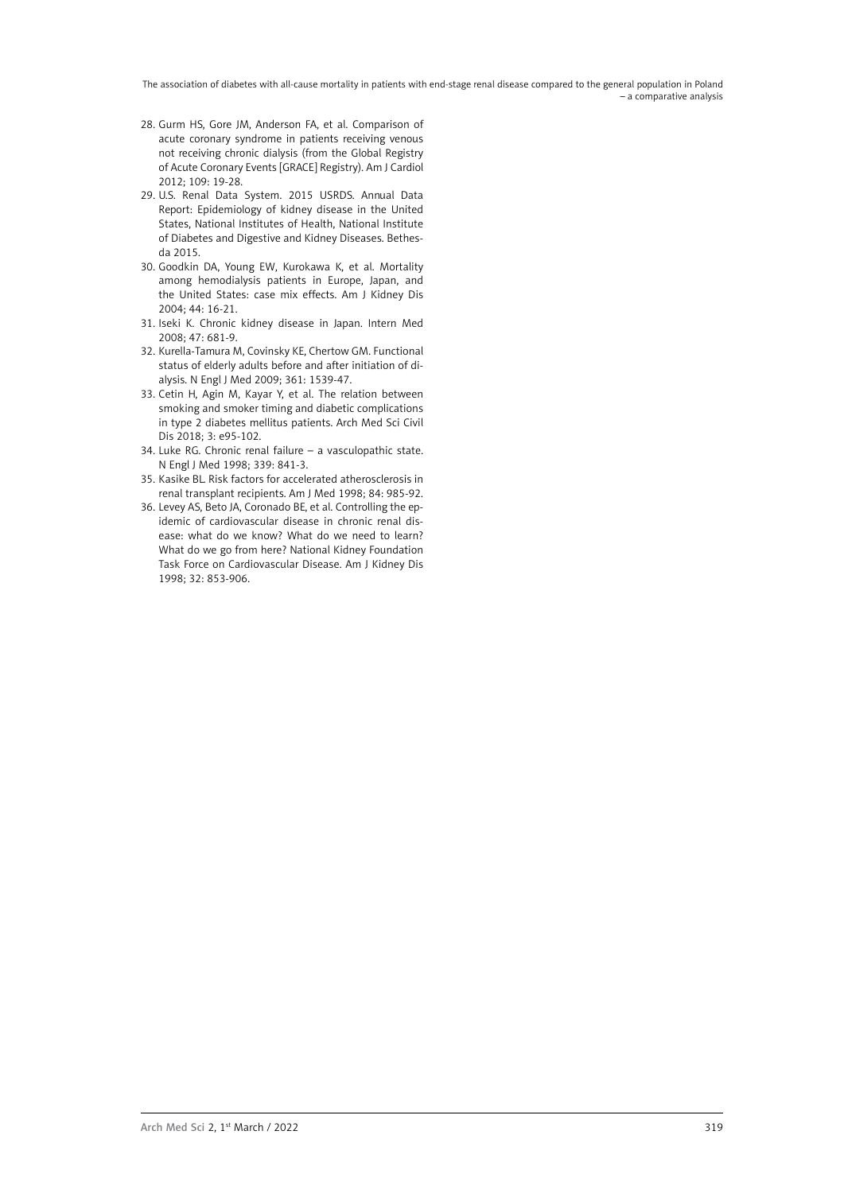28. Gurm HS, Gore JM, Anderson FA, et al. Comparison of acute coronary syndrome in patients receiving venous not receiving chronic dialysis (from the Global Registry of Acute Coronary Events [GRACE] Registry). Am J Cardiol 2012; 109: 19-28.
29. U.S. Renal Data System. 2015 USRDS. Annual Data Report: Epidemiology of kidney disease in the United States, National Institutes of Health, National Institute of Diabetes and Digestive and Kidney Diseases. Bethesda 2015.
30. Goodkin DA, Young EW, Kurokawa K, et al. Mortality among hemodialysis patients in Europe, Japan, and the United States: case mix effects. Am J Kidney Dis 2004; 44: 16-21.
31. Iseki K. Chronic kidney disease in Japan. Intern Med 2008; 47: 681-9.
32. Kurella-Tamura M, Covinsky KE, Chertow GM. Functional status of elderly adults before and after initiation of dialysis. N Engl J Med 2009; 361: 1539-47.
33. Cetin H, Agin M, Kayar Y, et al. The relation between smoking and smoker timing and diabetic complications in type 2 diabetes mellitus patients. Arch Med Sci Civil Dis 2018; 3: e95-102.
34. Luke RG. Chronic renal failure – a vasculopathic state. N Engl J Med 1998; 339: 841-3.
35. Kasike BL. Risk factors for accelerated atherosclerosis in renal transplant recipients. Am J Med 1998; 84: 985-92.
36. Levey AS, Beto JA, Coronado BE, et al. Controlling the epidemic of cardiovascular disease in chronic renal disease: what do we know? What do we need to learn? What do we go from here? National Kidney Foundation Task Force on Cardiovascular Disease. Am J Kidney Dis 1998; 32: 853-906.